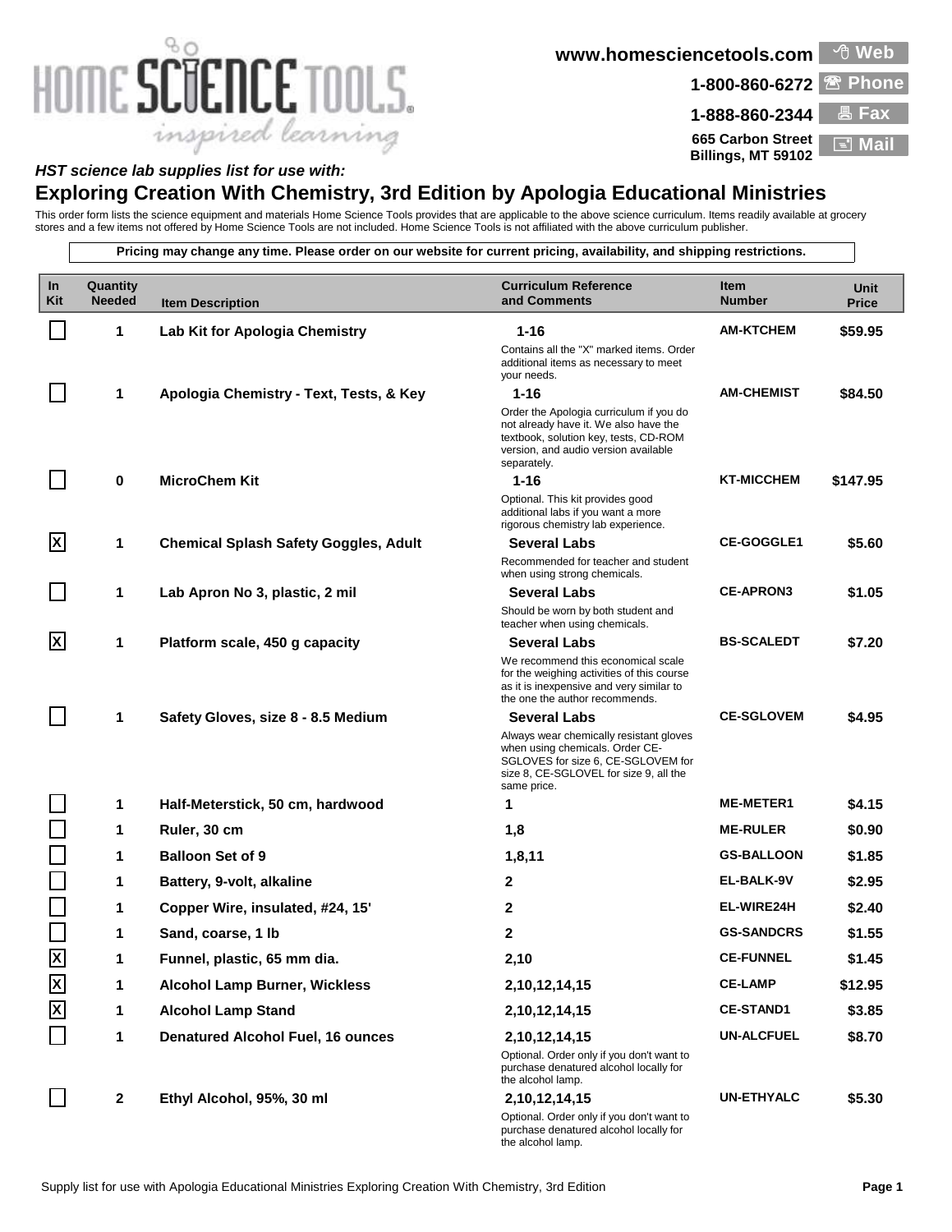# HOME SCIENCE TOOLS

*inspired learning*

www.homesciencetools.com — Web
1-800-860-6272 — Phone
1-888-860-2344 — Fax
665 Carbon Street Billings, MT 59102 — Mail

***HST science lab supplies list for use with:***

## Exploring Creation With Chemistry, 3rd Edition by Apologia Educational Ministries

This order form lists the science equipment and materials Home Science Tools provides that are applicable to the above science curriculum. Items readily available at grocery stores and a few items not offered by Home Science Tools are not included. Home Science Tools is not affiliated with the above curriculum publisher.

**Pricing may change any time. Please order on our website for current pricing, availability, and shipping restrictions.**

| In Kit | Quantity Needed | Item Description | Curriculum Reference and Comments | Item Number | Unit Price |
|---|---|---|---|---|---|
| | 1 | **Lab Kit for Apologia Chemistry** | **1-16** Contains all the "X" marked items. Order additional items as necessary to meet your needs. | **AM-KTCHEM** | **$59.95** |
| | 1 | **Apologia Chemistry - Text, Tests, & Key** | **1-16** Order the Apologia curriculum if you do not already have it. We also have the textbook, solution key, tests, CD-ROM version, and audio version available separately. | **AM-CHEMIST** | **$84.50** |
| | 0 | **MicroChem Kit** | **1-16** Optional. This kit provides good additional labs if you want a more rigorous chemistry lab experience. | **KT-MICCHEM** | **$147.95** |
| X | 1 | **Chemical Splash Safety Goggles, Adult** | **Several Labs** Recommended for teacher and student when using strong chemicals. | **CE-GOGGLE1** | **$5.60** |
| | 1 | **Lab Apron No 3, plastic, 2 mil** | **Several Labs** Should be worn by both student and teacher when using chemicals. | **CE-APRON3** | **$1.05** |
| X | 1 | **Platform scale, 450 g capacity** | **Several Labs** We recommend this economical scale for the weighing activities of this course as it is inexpensive and very similar to the one the author recommends. | **BS-SCALEDT** | **$7.20** |
| | 1 | **Safety Gloves, size 8 - 8.5 Medium** | **Several Labs** Always wear chemically resistant gloves when using chemicals. Order CE-SGLOVES for size 6, CE-SGLOVEM for size 8, CE-SGLOVEL for size 9, all the same price. | **CE-SGLOVEM** | **$4.95** |
| | 1 | **Half-Meterstick, 50 cm, hardwood** | **1** | **ME-METER1** | **$4.15** |
| | 1 | **Ruler, 30 cm** | **1,8** | **ME-RULER** | **$0.90** |
| | 1 | **Balloon Set of 9** | **1,8,11** | **GS-BALLOON** | **$1.85** |
| | 1 | **Battery, 9-volt, alkaline** | **2** | **EL-BALK-9V** | **$2.95** |
| | 1 | **Copper Wire, insulated, #24, 15'** | **2** | **EL-WIRE24H** | **$2.40** |
| | 1 | **Sand, coarse, 1 lb** | **2** | **GS-SANDCRS** | **$1.55** |
| X | 1 | **Funnel, plastic, 65 mm dia.** | **2,10** | **CE-FUNNEL** | **$1.45** |
| X | 1 | **Alcohol Lamp Burner, Wickless** | **2,10,12,14,15** | **CE-LAMP** | **$12.95** |
| X | 1 | **Alcohol Lamp Stand** | **2,10,12,14,15** | **CE-STAND1** | **$3.85** |
| | 1 | **Denatured Alcohol Fuel, 16 ounces** | **2,10,12,14,15** Optional. Order only if you don't want to purchase denatured alcohol locally for the alcohol lamp. | **UN-ALCFUEL** | **$8.70** |
| | 2 | **Ethyl Alcohol, 95%, 30 ml** | **2,10,12,14,15** Optional. Order only if you don't want to purchase denatured alcohol locally for the alcohol lamp. | **UN-ETHYALC** | **$5.30** |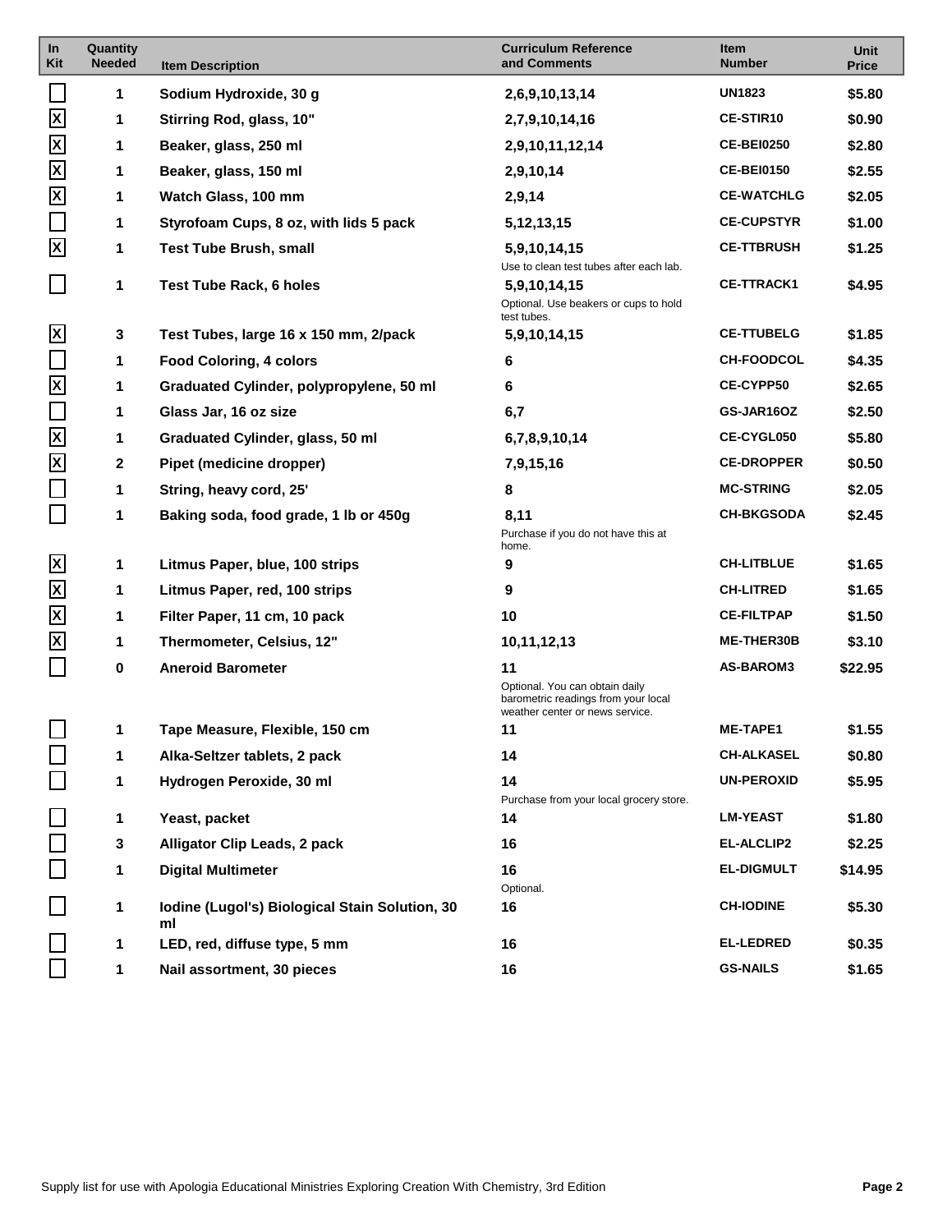| In Kit | Quantity Needed | Item Description | Curriculum Reference and Comments | Item Number | Unit Price |
|---|---|---|---|---|---|
| [ ] | 1 | **Sodium Hydroxide, 30 g** | 2,6,9,10,13,14 | UN1823 | $5.80 |
| [X] | 1 | **Stirring Rod, glass, 10"** | 2,7,9,10,14,16 | CE-STIR10 | $0.90 |
| [X] | 1 | **Beaker, glass, 250 ml** | 2,9,10,11,12,14 | CE-BEI0250 | $2.80 |
| [X] | 1 | **Beaker, glass, 150 ml** | 2,9,10,14 | CE-BEI0150 | $2.55 |
| [X] | 1 | **Watch Glass, 100 mm** | 2,9,14 | CE-WATCHLG | $2.05 |
| [ ] | 1 | **Styrofoam Cups, 8 oz, with lids 5 pack** | 5,12,13,15 | CE-CUPSTYR | $1.00 |
| [X] | 1 | **Test Tube Brush, small** | 5,9,10,14,15<br>Use to clean test tubes after each lab. | CE-TTBRUSH | $1.25 |
| [ ] | 1 | **Test Tube Rack, 6 holes** | 5,9,10,14,15<br>Optional. Use beakers or cups to hold test tubes. | CE-TTRACK1 | $4.95 |
| [X] | 3 | **Test Tubes, large 16 x 150 mm, 2/pack** | 5,9,10,14,15 | CE-TTUBELG | $1.85 |
| [ ] | 1 | **Food Coloring, 4 colors** | 6 | CH-FOODCOL | $4.35 |
| [X] | 1 | **Graduated Cylinder, polypropylene, 50 ml** | 6 | CE-CYPP50 | $2.65 |
| [ ] | 1 | **Glass Jar, 16 oz size** | 6,7 | GS-JAR16OZ | $2.50 |
| [X] | 1 | **Graduated Cylinder, glass, 50 ml** | 6,7,8,9,10,14 | CE-CYGL050 | $5.80 |
| [X] | 2 | **Pipet (medicine dropper)** | 7,9,15,16 | CE-DROPPER | $0.50 |
| [ ] | 1 | **String, heavy cord, 25'** | 8 | MC-STRING | $2.05 |
| [ ] | 1 | **Baking soda, food grade, 1 lb or 450g** | 8,11<br>Purchase if you do not have this at home. | CH-BKGSODA | $2.45 |
| [X] | 1 | **Litmus Paper, blue, 100 strips** | 9 | CH-LITBLUE | $1.65 |
| [X] | 1 | **Litmus Paper, red, 100 strips** | 9 | CH-LITRED | $1.65 |
| [X] | 1 | **Filter Paper, 11 cm, 10 pack** | 10 | CE-FILTPAP | $1.50 |
| [X] | 1 | **Thermometer, Celsius, 12"** | 10,11,12,13 | ME-THER30B | $3.10 |
| [ ] | 0 | **Aneroid Barometer** | 11<br>Optional. You can obtain daily barometric readings from your local weather center or news service. | AS-BAROM3 | $22.95 |
| [ ] | 1 | **Tape Measure, Flexible, 150 cm** | 11 | ME-TAPE1 | $1.55 |
| [ ] | 1 | **Alka-Seltzer tablets, 2 pack** | 14 | CH-ALKASEL | $0.80 |
| [ ] | 1 | **Hydrogen Peroxide, 30 ml** | 14<br>Purchase from your local grocery store. | UN-PEROXID | $5.95 |
| [ ] | 1 | **Yeast, packet** | 14 | LM-YEAST | $1.80 |
| [ ] | 3 | **Alligator Clip Leads, 2 pack** | 16 | EL-ALCLIP2 | $2.25 |
| [ ] | 1 | **Digital Multimeter** | 16<br>Optional. | EL-DIGMULT | $14.95 |
| [ ] | 1 | **Iodine (Lugol's) Biological Stain Solution, 30 ml** | 16 | CH-IODINE | $5.30 |
| [ ] | 1 | **LED, red, diffuse type, 5 mm** | 16 | EL-LEDRED | $0.35 |
| [ ] | 1 | **Nail assortment, 30 pieces** | 16 | GS-NAILS | $1.65 |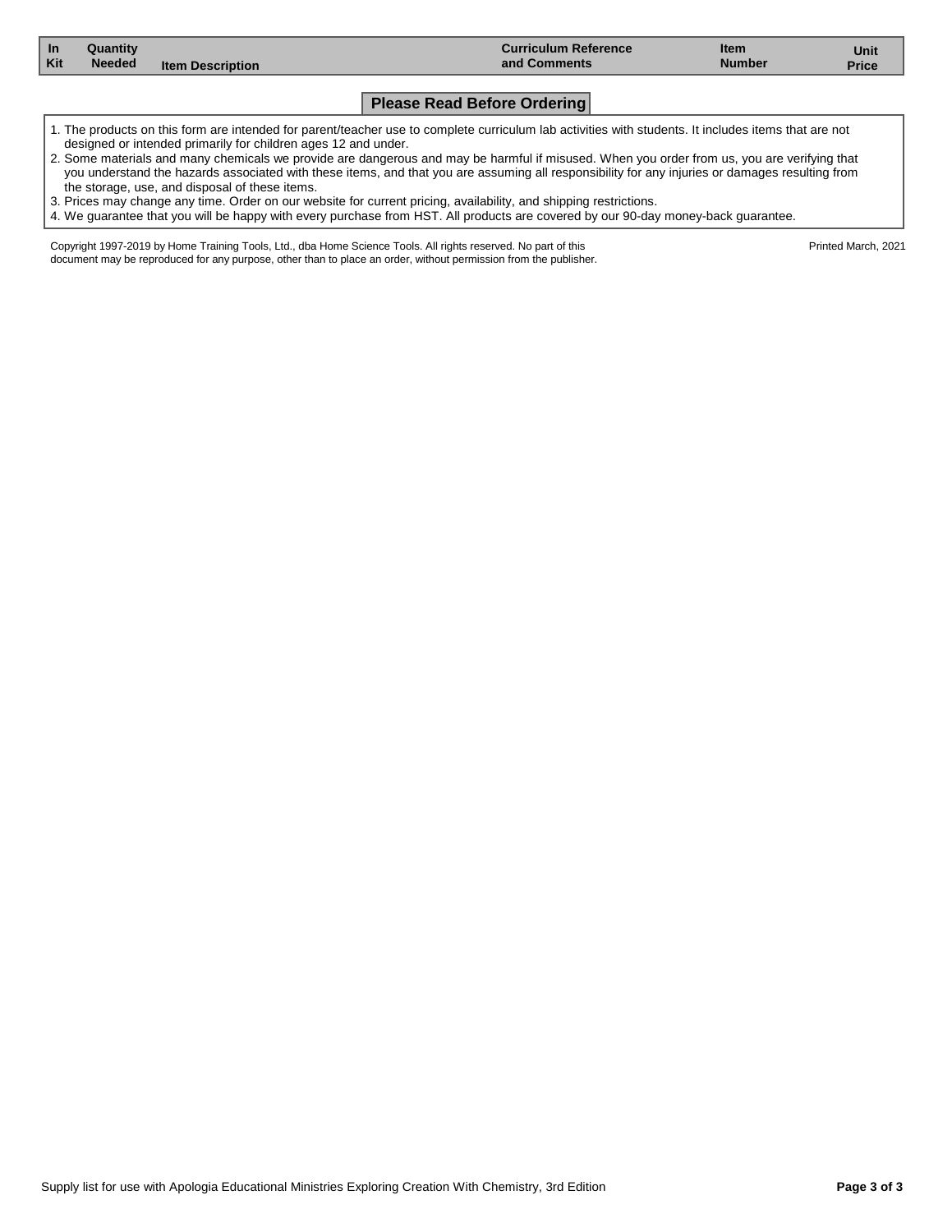| In Kit | Quantity Needed | Item Description | Curriculum Reference and Comments | Item Number | Unit Price |
|---|---|---|---|---|---|

## Please Read Before Ordering

1. The products on this form are intended for parent/teacher use to complete curriculum lab activities with students. It includes items that are not designed or intended primarily for children ages 12 and under.
2. Some materials and many chemicals we provide are dangerous and may be harmful if misused. When you order from us, you are verifying that you understand the hazards associated with these items, and that you are assuming all responsibility for any injuries or damages resulting from the storage, use, and disposal of these items.
3. Prices may change any time. Order on our website for current pricing, availability, and shipping restrictions.
4. We guarantee that you will be happy with every purchase from HST. All products are covered by our 90-day money-back guarantee.

Copyright 1997-2019 by Home Training Tools, Ltd., dba Home Science Tools. All rights reserved. No part of this document may be reproduced for any purpose, other than to place an order, without permission from the publisher.

Printed March, 2021

Supply list for use with Apologia Educational Ministries Exploring Creation With Chemistry, 3rd Edition